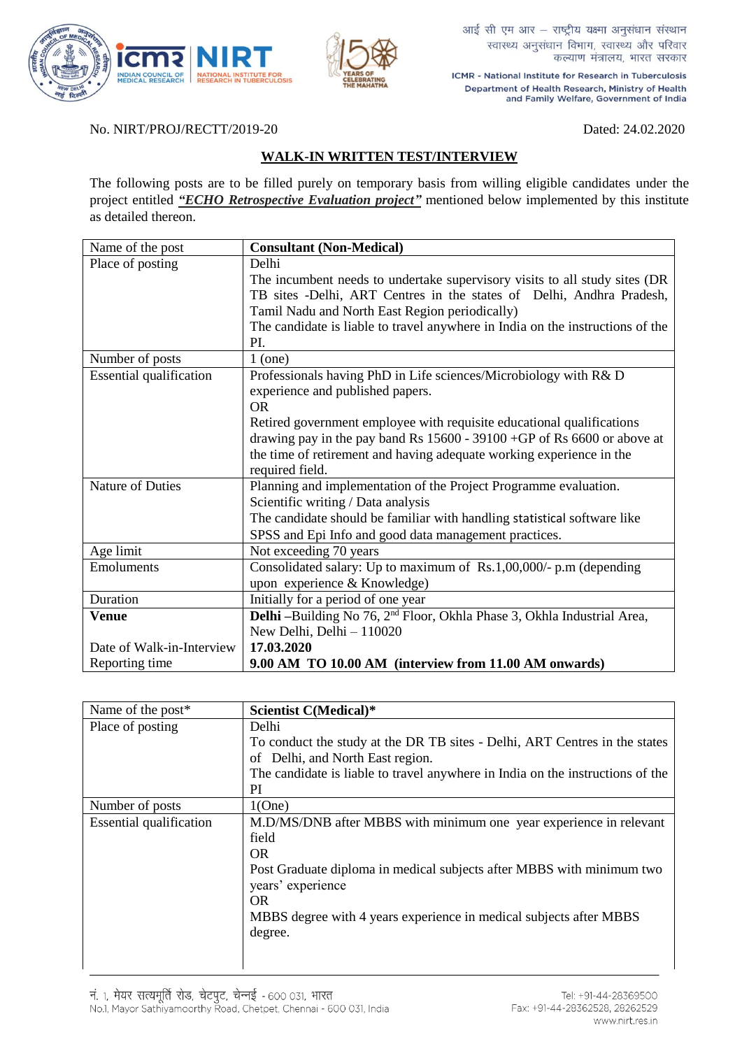आई सी एम आर – राष्ट्रीय यक्ष्मा अनुसंधान संस्थान
स्वास्थ्य अनुसंधान विभाग, स्वास्थ्य और परिवार कल्याण मंत्रालय, भारत सरकार

ICMR - National Institute for Research in Tuberculosis
Department of Health Research, Ministry of Health and Family Welfare, Government of India

No. NIRT/PROJ/RECTT/2019-20 Dated: 24.02.2020

## WALK-IN WRITTEN TEST/INTERVIEW

The following posts are to be filled purely on temporary basis from willing eligible candidates under the project entitled ***"ECHO Retrospective Evaluation project"*** mentioned below implemented by this institute as detailed thereon.

| Name of the post | **Consultant (Non-Medical)** |
|---|---|
| Place of posting | Delhi<br>The incumbent needs to undertake supervisory visits to all study sites (DR TB sites -Delhi, ART Centres in the states of Delhi, Andhra Pradesh, Tamil Nadu and North East Region periodically)<br>The candidate is liable to travel anywhere in India on the instructions of the PI. |
| Number of posts | 1 (one) |
| Essential qualification | Professionals having PhD in Life sciences/Microbiology with R& D experience and published papers.<br>OR<br>Retired government employee with requisite educational qualifications drawing pay in the pay band Rs 15600 - 39100 +GP of Rs 6600 or above at the time of retirement and having adequate working experience in the required field. |
| Nature of Duties | Planning and implementation of the Project Programme evaluation.<br>Scientific writing / Data analysis<br>The candidate should be familiar with handling statistical software like SPSS and Epi Info and good data management practices. |
| Age limit | Not exceeding 70 years |
| Emoluments | Consolidated salary: Up to maximum of Rs.1,00,000/- p.m (depending upon experience & Knowledge) |
| Duration | Initially for a period of one year |
| **Venue** | **Delhi** –Building No 76, 2nd Floor, Okhla Phase 3, Okhla Industrial Area, New Delhi, Delhi – 110020 |
| Date of Walk-in-Interview | **17.03.2020** |
| Reporting time | **9.00 AM TO 10.00 AM (interview from 11.00 AM onwards)** |

| Name of the post* | **Scientist C(Medical)*** |
|---|---|
| Place of posting | Delhi<br>To conduct the study at the DR TB sites - Delhi, ART Centres in the states of Delhi, and North East region.<br>The candidate is liable to travel anywhere in India on the instructions of the PI |
| Number of posts | 1(One) |
| Essential qualification | M.D/MS/DNB after MBBS with minimum one year experience in relevant field<br>OR<br>Post Graduate diploma in medical subjects after MBBS with minimum two years' experience<br>OR<br>MBBS degree with 4 years experience in medical subjects after MBBS degree. |

नं. 1, मेयर सत्यमूर्ति रोड, चेटपुट, चेन्नई - 600 031, भारत
No.1, Mayor Sathiyamoorthy Road, Chetpet, Chennai - 600 031, India

Tel: +91-44-28369500
Fax: +91-44-28362528, 28262529
www.nirt.res.in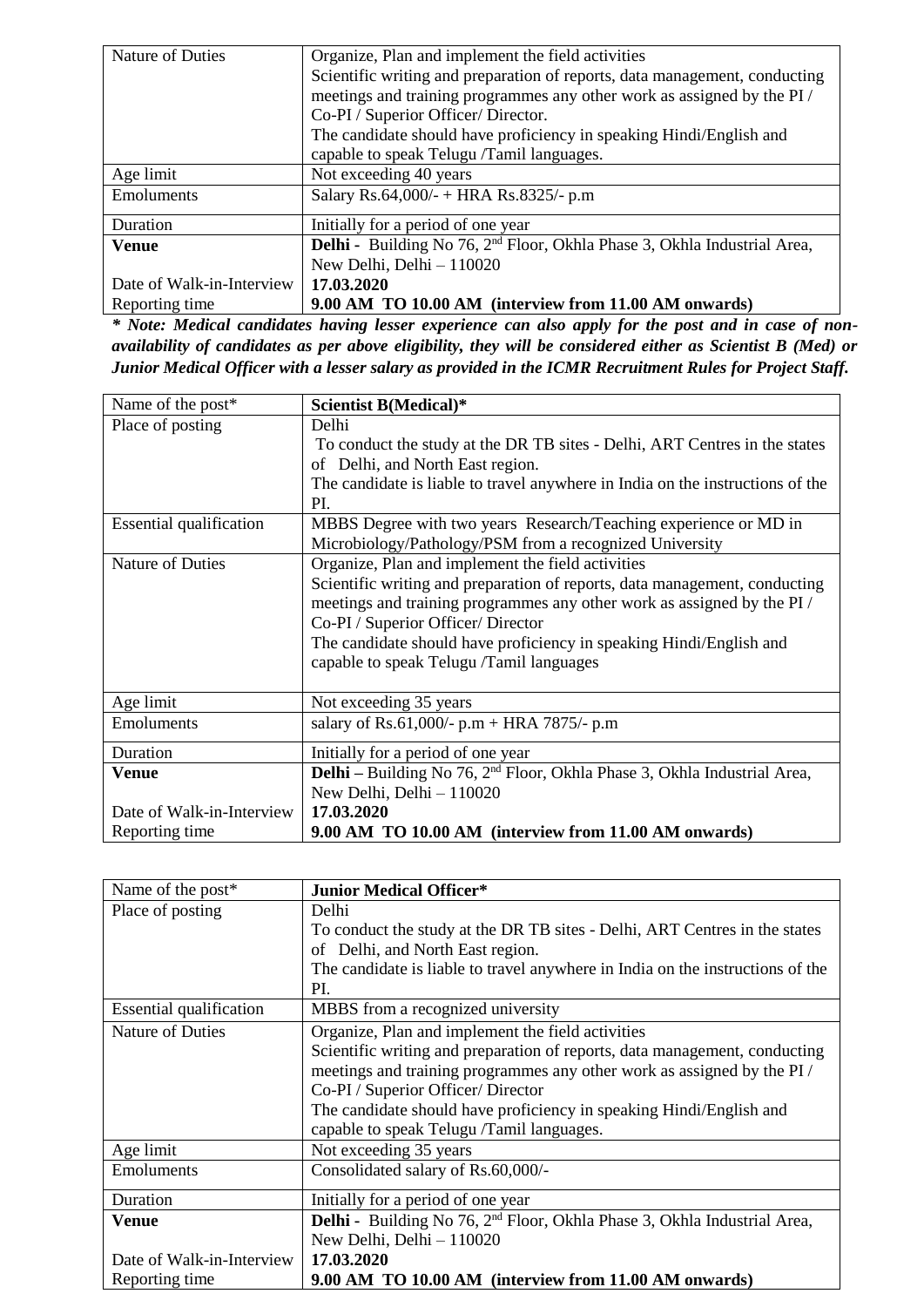| | |
|---|---|
| Nature of Duties | Organize, Plan and implement the field activities<br>Scientific writing and preparation of reports, data management, conducting meetings and training programmes any other work as assigned by the PI / Co-PI / Superior Officer/ Director.<br>The candidate should have proficiency in speaking Hindi/English and capable to speak Telugu /Tamil languages. |
| Age limit | Not exceeding 40 years |
| Emoluments | Salary Rs.64,000/- + HRA Rs.8325/- p.m |
| Duration | Initially for a period of one year |
| **Venue** | **Delhi -** Building No 76, 2nd Floor, Okhla Phase 3, Okhla Industrial Area, New Delhi, Delhi – 110020 |
| Date of Walk-in-Interview | **17.03.2020** |
| Reporting time | **9.00 AM TO 10.00 AM (interview from 11.00 AM onwards)** |

***\* Note: Medical candidates having lesser experience can also apply for the post and in case of non-availability of candidates as per above eligibility, they will be considered either as Scientist B (Med) or Junior Medical Officer with a lesser salary as provided in the ICMR Recruitment Rules for Project Staff.***

| Name of the post* | **Scientist B(Medical)*** |
|---|---|
| Place of posting | Delhi<br>To conduct the study at the DR TB sites - Delhi, ART Centres in the states of Delhi, and North East region.<br>The candidate is liable to travel anywhere in India on the instructions of the PI. |
| Essential qualification | MBBS Degree with two years Research/Teaching experience or MD in Microbiology/Pathology/PSM from a recognized University |
| Nature of Duties | Organize, Plan and implement the field activities<br>Scientific writing and preparation of reports, data management, conducting meetings and training programmes any other work as assigned by the PI / Co-PI / Superior Officer/ Director<br>The candidate should have proficiency in speaking Hindi/English and capable to speak Telugu /Tamil languages |
| Age limit | Not exceeding 35 years |
| Emoluments | salary of Rs.61,000/- p.m + HRA 7875/- p.m |
| Duration | Initially for a period of one year |
| **Venue** | **Delhi –** Building No 76, 2nd Floor, Okhla Phase 3, Okhla Industrial Area, New Delhi, Delhi – 110020 |
| Date of Walk-in-Interview | **17.03.2020** |
| Reporting time | **9.00 AM TO 10.00 AM (interview from 11.00 AM onwards)** |

| Name of the post* | **Junior Medical Officer*** |
|---|---|
| Place of posting | Delhi<br>To conduct the study at the DR TB sites - Delhi, ART Centres in the states of Delhi, and North East region.<br>The candidate is liable to travel anywhere in India on the instructions of the PI. |
| Essential qualification | MBBS from a recognized university |
| Nature of Duties | Organize, Plan and implement the field activities<br>Scientific writing and preparation of reports, data management, conducting meetings and training programmes any other work as assigned by the PI / Co-PI / Superior Officer/ Director<br>The candidate should have proficiency in speaking Hindi/English and capable to speak Telugu /Tamil languages. |
| Age limit | Not exceeding 35 years |
| Emoluments | Consolidated salary of Rs.60,000/- |
| Duration | Initially for a period of one year |
| **Venue** | **Delhi -** Building No 76, 2nd Floor, Okhla Phase 3, Okhla Industrial Area, New Delhi, Delhi – 110020 |
| Date of Walk-in-Interview | **17.03.2020** |
| Reporting time | **9.00 AM TO 10.00 AM (interview from 11.00 AM onwards)** |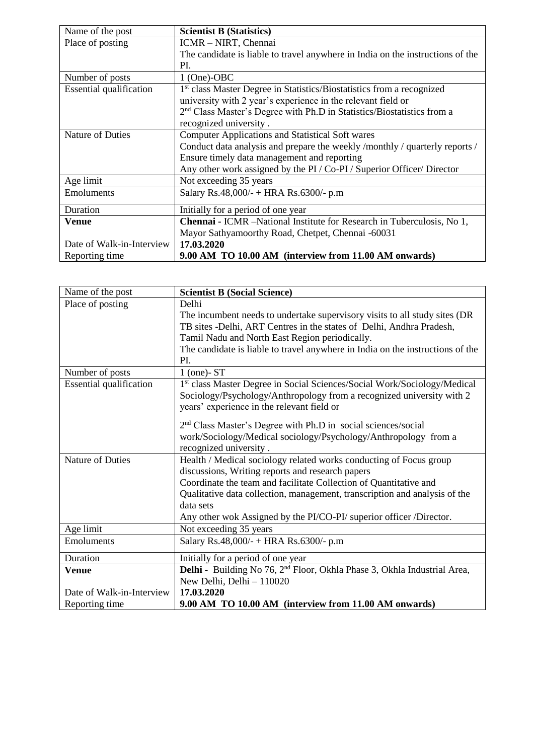| Name of the post | **Scientist B (Statistics)** |
|---|---|
| Place of posting | ICMR – NIRT, Chennai<br>The candidate is liable to travel anywhere in India on the instructions of the PI. |
| Number of posts | 1 (One)-OBC |
| Essential qualification | 1st class Master Degree in Statistics/Biostatistics from a recognized university with 2 year's experience in the relevant field or<br>2nd Class Master's Degree with Ph.D in Statistics/Biostatistics from a recognized university . |
| Nature of Duties | Computer Applications and Statistical Soft wares<br>Conduct data analysis and prepare the weekly /monthly / quarterly reports /<br>Ensure timely data management and reporting<br>Any other work assigned by the PI / Co-PI / Superior Officer/ Director |
| Age limit | Not exceeding 35 years |
| Emoluments | Salary Rs.48,000/- + HRA Rs.6300/- p.m |
| Duration | Initially for a period of one year |
| **Venue** | **Chennai -** ICMR –National Institute for Research in Tuberculosis, No 1, Mayor Sathyamoorthy Road, Chetpet, Chennai -60031 |
| Date of Walk-in-Interview | **17.03.2020** |
| Reporting time | **9.00 AM TO 10.00 AM (interview from 11.00 AM onwards)** |

| Name of the post | **Scientist B (Social Science)** |
|---|---|
| Place of posting | Delhi<br>The incumbent needs to undertake supervisory visits to all study sites (DR TB sites -Delhi, ART Centres in the states of Delhi, Andhra Pradesh, Tamil Nadu and North East Region periodically.<br>The candidate is liable to travel anywhere in India on the instructions of the PI. |
| Number of posts | 1 (one)- ST |
| Essential qualification | 1st class Master Degree in Social Sciences/Social Work/Sociology/Medical Sociology/Psychology/Anthropology from a recognized university with 2 years' experience in the relevant field or<br><br>2nd Class Master's Degree with Ph.D in social sciences/social work/Sociology/Medical sociology/Psychology/Anthropology from a recognized university . |
| Nature of Duties | Health / Medical sociology related works conducting of Focus group discussions, Writing reports and research papers<br>Coordinate the team and facilitate Collection of Quantitative and Qualitative data collection, management, transcription and analysis of the data sets<br>Any other wok Assigned by the PI/CO-PI/ superior officer /Director. |
| Age limit | Not exceeding 35 years |
| Emoluments | Salary Rs.48,000/- + HRA Rs.6300/- p.m |
| Duration | Initially for a period of one year |
| **Venue** | **Delhi -** Building No 76, 2nd Floor, Okhla Phase 3, Okhla Industrial Area, New Delhi, Delhi – 110020 |
| Date of Walk-in-Interview | **17.03.2020** |
| Reporting time | **9.00 AM TO 10.00 AM (interview from 11.00 AM onwards)** |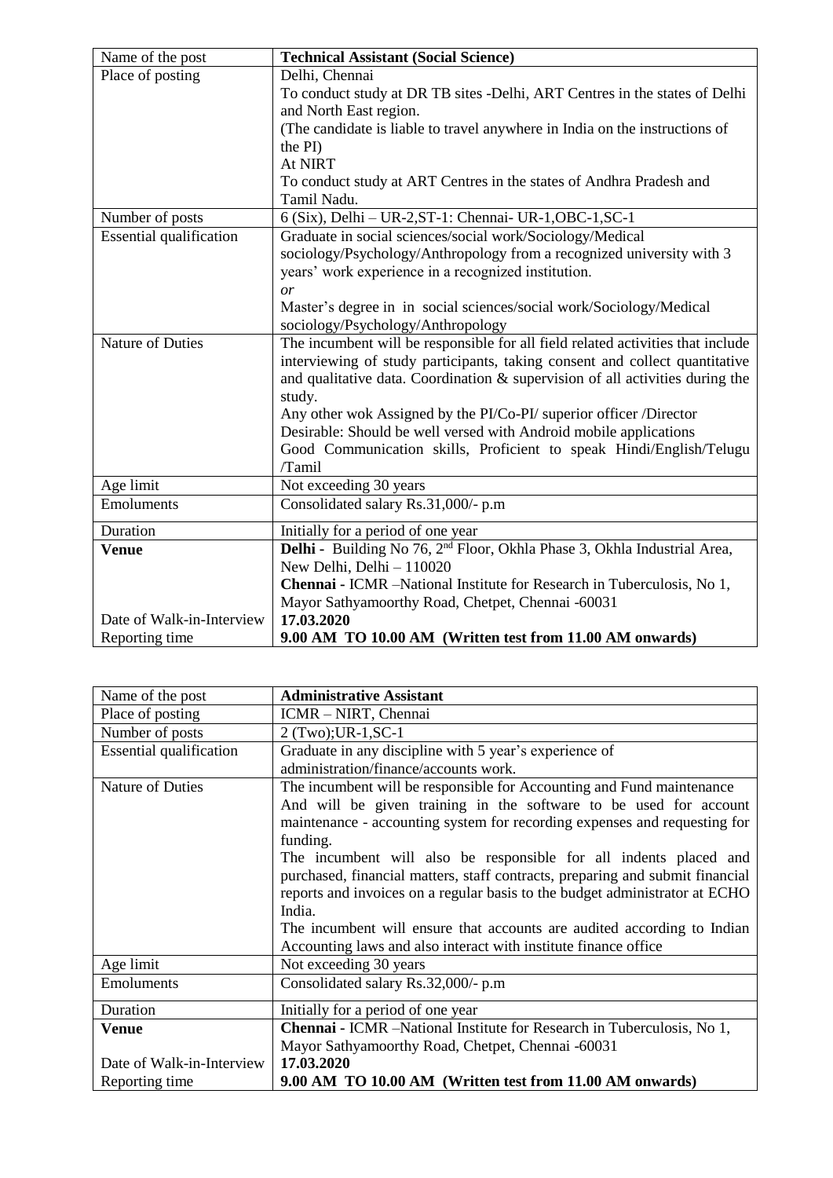| Name of the post | **Technical Assistant (Social Science)** |
|---|---|
| Place of posting | Delhi, Chennai<br>To conduct study at DR TB sites -Delhi, ART Centres in the states of Delhi and North East region.<br>(The candidate is liable to travel anywhere in India on the instructions of the PI)<br>At NIRT<br>To conduct study at ART Centres in the states of Andhra Pradesh and Tamil Nadu. |
| Number of posts | 6 (Six), Delhi – UR-2,ST-1: Chennai- UR-1,OBC-1,SC-1 |
| Essential qualification | Graduate in social sciences/social work/Sociology/Medical sociology/Psychology/Anthropology from a recognized university with 3 years' work experience in a recognized institution.<br>*or*<br>Master's degree in in social sciences/social work/Sociology/Medical sociology/Psychology/Anthropology |
| Nature of Duties | The incumbent will be responsible for all field related activities that include interviewing of study participants, taking consent and collect quantitative and qualitative data. Coordination & supervision of all activities during the study.<br>Any other wok Assigned by the PI/Co-PI/ superior officer /Director<br>Desirable: Should be well versed with Android mobile applications<br>Good Communication skills, Proficient to speak Hindi/English/Telugu /Tamil |
| Age limit | Not exceeding 30 years |
| Emoluments | Consolidated salary Rs.31,000/- p.m |
| Duration | Initially for a period of one year |
| **Venue** | **Delhi -** Building No 76, 2nd Floor, Okhla Phase 3, Okhla Industrial Area, New Delhi, Delhi – 110020<br>**Chennai -** ICMR –National Institute for Research in Tuberculosis, No 1, Mayor Sathyamoorthy Road, Chetpet, Chennai -60031 |
| Date of Walk-in-Interview | **17.03.2020** |
| Reporting time | **9.00 AM TO 10.00 AM (Written test from 11.00 AM onwards)** |

| Name of the post | **Administrative Assistant** |
|---|---|
| Place of posting | ICMR – NIRT, Chennai |
| Number of posts | 2 (Two);UR-1,SC-1 |
| Essential qualification | Graduate in any discipline with 5 year's experience of administration/finance/accounts work. |
| Nature of Duties | The incumbent will be responsible for Accounting and Fund maintenance And will be given training in the software to be used for account maintenance - accounting system for recording expenses and requesting for funding.<br>The incumbent will also be responsible for all indents placed and purchased, financial matters, staff contracts, preparing and submit financial reports and invoices on a regular basis to the budget administrator at ECHO India.<br>The incumbent will ensure that accounts are audited according to Indian Accounting laws and also interact with institute finance office |
| Age limit | Not exceeding 30 years |
| Emoluments | Consolidated salary Rs.32,000/- p.m |
| Duration | Initially for a period of one year |
| **Venue** | **Chennai -** ICMR –National Institute for Research in Tuberculosis, No 1, Mayor Sathyamoorthy Road, Chetpet, Chennai -60031 |
| Date of Walk-in-Interview | **17.03.2020** |
| Reporting time | **9.00 AM TO 10.00 AM (Written test from 11.00 AM onwards)** |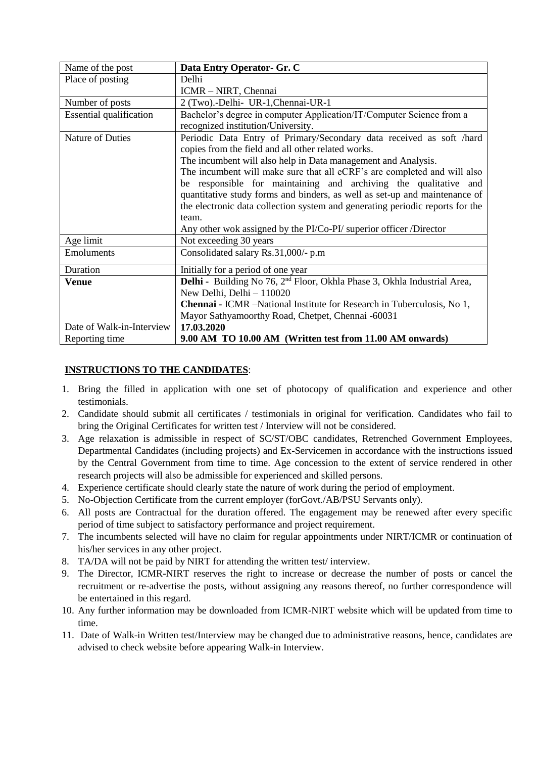| Name of the post | **Data Entry Operator- Gr. C** |
|---|---|
| Place of posting | Delhi<br>ICMR – NIRT, Chennai |
| Number of posts | 2 (Two).-Delhi- UR-1,Chennai-UR-1 |
| Essential qualification | Bachelor's degree in computer Application/IT/Computer Science from a recognized institution/University. |
| Nature of Duties | Periodic Data Entry of Primary/Secondary data received as soft /hard copies from the field and all other related works.<br>The incumbent will also help in Data management and Analysis.<br>The incumbent will make sure that all eCRF's are completed and will also be responsible for maintaining and archiving the qualitative and quantitative study forms and binders, as well as set-up and maintenance of the electronic data collection system and generating periodic reports for the team.<br>Any other wok assigned by the PI/Co-PI/ superior officer /Director |
| Age limit | Not exceeding 30 years |
| Emoluments | Consolidated salary Rs.31,000/- p.m |
| Duration | Initially for a period of one year |
| **Venue** | **Delhi -** Building No 76, 2nd Floor, Okhla Phase 3, Okhla Industrial Area, New Delhi, Delhi – 110020<br>**Chennai -** ICMR –National Institute for Research in Tuberculosis, No 1, Mayor Sathyamoorthy Road, Chetpet, Chennai -60031 |
| Date of Walk-in-Interview | **17.03.2020** |
| Reporting time | **9.00 AM TO 10.00 AM (Written test from 11.00 AM onwards)** |

**INSTRUCTIONS TO THE CANDIDATES**:

1. Bring the filled in application with one set of photocopy of qualification and experience and other testimonials.
2. Candidate should submit all certificates / testimonials in original for verification. Candidates who fail to bring the Original Certificates for written test / Interview will not be considered.
3. Age relaxation is admissible in respect of SC/ST/OBC candidates, Retrenched Government Employees, Departmental Candidates (including projects) and Ex-Servicemen in accordance with the instructions issued by the Central Government from time to time. Age concession to the extent of service rendered in other research projects will also be admissible for experienced and skilled persons.
4. Experience certificate should clearly state the nature of work during the period of employment.
5. No-Objection Certificate from the current employer (forGovt./AB/PSU Servants only).
6. All posts are Contractual for the duration offered. The engagement may be renewed after every specific period of time subject to satisfactory performance and project requirement.
7. The incumbents selected will have no claim for regular appointments under NIRT/ICMR or continuation of his/her services in any other project.
8. TA/DA will not be paid by NIRT for attending the written test/ interview.
9. The Director, ICMR-NIRT reserves the right to increase or decrease the number of posts or cancel the recruitment or re-advertise the posts, without assigning any reasons thereof, no further correspondence will be entertained in this regard.
10. Any further information may be downloaded from ICMR-NIRT website which will be updated from time to time.
11. Date of Walk-in Written test/Interview may be changed due to administrative reasons, hence, candidates are advised to check website before appearing Walk-in Interview.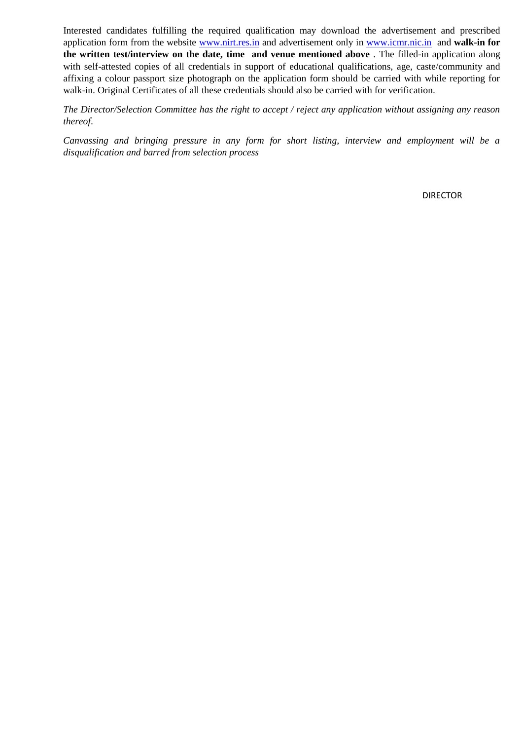Interested candidates fulfilling the required qualification may download the advertisement and prescribed application form from the website www.nirt.res.in and advertisement only in www.icmr.nic.in and **walk-in for the written test/interview on the date, time and venue mentioned above** . The filled-in application along with self-attested copies of all credentials in support of educational qualifications, age, caste/community and affixing a colour passport size photograph on the application form should be carried with while reporting for walk-in. Original Certificates of all these credentials should also be carried with for verification.

*The Director/Selection Committee has the right to accept / reject any application without assigning any reason thereof.*

*Canvassing and bringing pressure in any form for short listing, interview and employment will be a disqualification and barred from selection process*

DIRECTOR